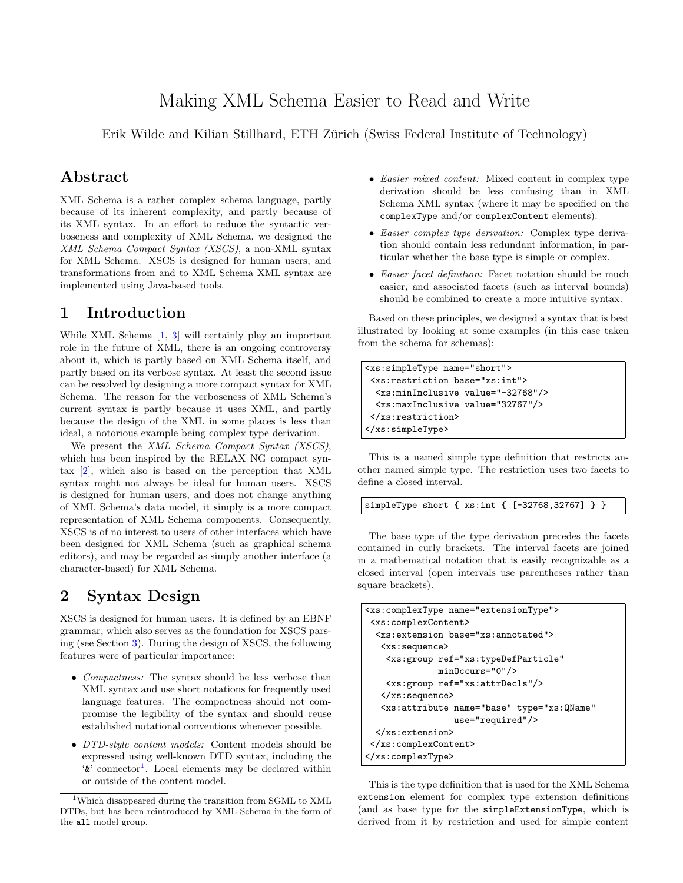# Making XML Schema Easier to Read and Write

Erik Wilde and Kilian Stillhard, ETH Zürich (Swiss Federal Institute of Technology)

## Abstract

XML Schema is a rather complex schema language, partly because of its inherent complexity, and partly because of its XML syntax. In an effort to reduce the syntactic verboseness and complexity of XML Schema, we designed the *XML Schema Compact Syntax (XSCS)*, a non-XML syntax for XML Schema. XSCS is designed for human users, and transformations from and to XML Schema XML syntax are implemented using Java-based tools.

## 1 Introduction

While XML Schema [1, 3] will certainly play an important role in the future of XML, there is an ongoing controversy about it, which is partly based on XML Schema itself, and partly based on its verbose syntax. At least the second issue can be resolved by designing a more compact syntax for XML Schema. The reason for the verboseness of XML Schema's current syntax is partly because it uses XML, and partly because the design of the XML in some places is less than ideal, a notorious example being complex type derivation.

We present the *XML Schema Compact Syntax (XSCS)*, which has been inspired by the RELAX NG compact syntax [2], which also is based on the perception that XML syntax might not always be ideal for human users. XSCS is designed for human users, and does not change anything of XML Schema's data model, it simply is a more compact representation of XML Schema components. Consequently, XSCS is of no interest to users of other interfaces which have been designed for XML Schema (such as graphical schema editors), and may be regarded as simply another interface (a character-based) for XML Schema.

## 2 Syntax Design

XSCS is designed for human users. It is defined by an EBNF grammar, which also serves as the foundation for XSCS parsing (see Section 3). During the design of XSCS, the following features were of particular importance:

- *Compactness:* The syntax should be less verbose than XML syntax and use short notations for frequently used language features. The compactness should not compromise the legibility of the syntax and should reuse established notational conventions whenever possible.
- *DTD-style content models:* Content models should be expressed using well-known DTD syntax, including the '`&`' connector[1]. Local elements may be declared within or outside of the content model.
- *Easier mixed content:* Mixed content in complex type derivation should be less confusing than in XML Schema XML syntax (where it may be specified on the `complexType` and/or `complexContent` elements).
- *Easier complex type derivation:* Complex type derivation should contain less redundant information, in particular whether the base type is simple or complex.
- *Easier facet definition:* Facet notation should be much easier, and associated facets (such as interval bounds) should be combined to create a more intuitive syntax.

Based on these principles, we designed a syntax that is best illustrated by looking at some examples (in this case taken from the schema for schemas):

```
<xs:simpleType name="short">
 <xs:restriction base="xs:int">
  <xs:minInclusive value="-32768"/>
  <xs:maxInclusive value="32767"/>
 </xs:restriction>
</xs:simpleType>
```

This is a named simple type definition that restricts another named simple type. The restriction uses two facets to define a closed interval.

```
simpleType short { xs:int { [-32768,32767] } }
```

The base type of the type derivation precedes the facets contained in curly brackets. The interval facets are joined in a mathematical notation that is easily recognizable as a closed interval (open intervals use parentheses rather than square brackets).

```
<xs:complexType name="extensionType">
 <xs:complexContent>
  <xs:extension base="xs:annotated">
   <xs:sequence>
    <xs:group ref="xs:typeDefParticle"
              minOccurs="0"/>
    <xs:group ref="xs:attrDecls"/>
   </xs:sequence>
   <xs:attribute name="base" type="xs:QName"
                 use="required"/>
  </xs:extension>
 </xs:complexContent>
</xs:complexType>
```

This is the type definition that is used for the XML Schema `extension` element for complex type extension definitions (and as base type for the `simpleExtensionType`, which is derived from it by restriction and used for simple content

[1] Which disappeared during the transition from SGML to XML DTDs, but has been reintroduced by XML Schema in the form of the `all` model group.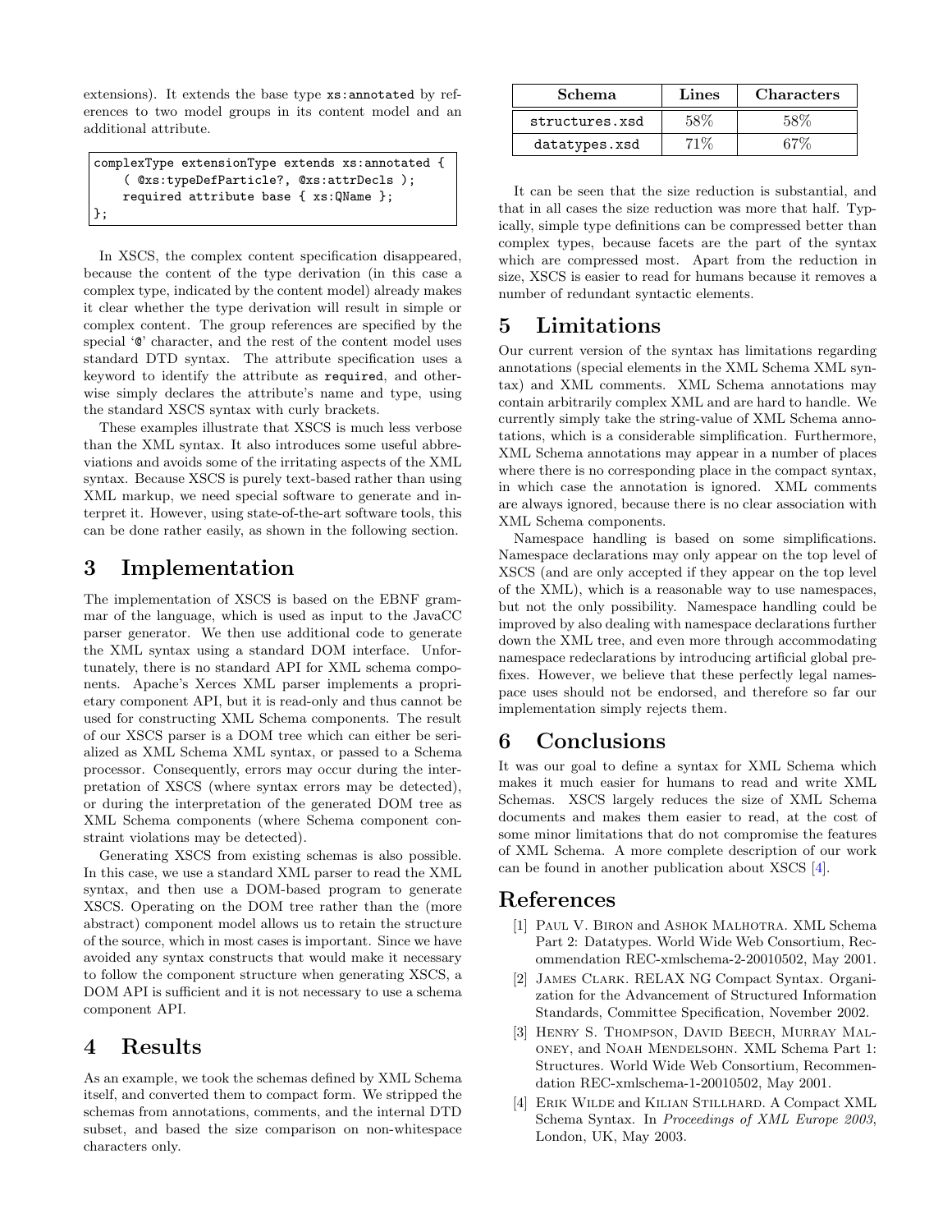extensions). It extends the base type `xs:annotated` by references to two model groups in its content model and an additional attribute.

```
complexType extensionType extends xs:annotated {
    ( @xs:typeDefParticle?, @xs:attrDecls );
    required attribute base { xs:QName };
};
```

In XSCS, the complex content specification disappeared, because the content of the type derivation (in this case a complex type, indicated by the content model) already makes it clear whether the type derivation will result in simple or complex content. The group references are specified by the special '@' character, and the rest of the content model uses standard DTD syntax. The attribute specification uses a keyword to identify the attribute as `required`, and otherwise simply declares the attribute's name and type, using the standard XSCS syntax with curly brackets.

These examples illustrate that XSCS is much less verbose than the XML syntax. It also introduces some useful abbreviations and avoids some of the irritating aspects of the XML syntax. Because XSCS is purely text-based rather than using XML markup, we need special software to generate and interpret it. However, using state-of-the-art software tools, this can be done rather easily, as shown in the following section.

## 3 Implementation

The implementation of XSCS is based on the EBNF grammar of the language, which is used as input to the JavaCC parser generator. We then use additional code to generate the XML syntax using a standard DOM interface. Unfortunately, there is no standard API for XML schema components. Apache's Xerces XML parser implements a proprietary component API, but it is read-only and thus cannot be used for constructing XML Schema components. The result of our XSCS parser is a DOM tree which can either be serialized as XML Schema XML syntax, or passed to a Schema processor. Consequently, errors may occur during the interpretation of XSCS (where syntax errors may be detected), or during the interpretation of the generated DOM tree as XML Schema components (where Schema component constraint violations may be detected).

Generating XSCS from existing schemas is also possible. In this case, we use a standard XML parser to read the XML syntax, and then use a DOM-based program to generate XSCS. Operating on the DOM tree rather than the (more abstract) component model allows us to retain the structure of the source, which in most cases is important. Since we have avoided any syntax constructs that would make it necessary to follow the component structure when generating XSCS, a DOM API is sufficient and it is not necessary to use a schema component API.

## 4 Results

As an example, we took the schemas defined by XML Schema itself, and converted them to compact form. We stripped the schemas from annotations, comments, and the internal DTD subset, and based the size comparison on non-whitespace characters only.

| Schema | Lines | Characters |
|---|---|---|
| `structures.xsd` | 58% | 58% |
| `datatypes.xsd` | 71% | 67% |

It can be seen that the size reduction is substantial, and that in all cases the size reduction was more that half. Typically, simple type definitions can be compressed better than complex types, because facets are the part of the syntax which are compressed most. Apart from the reduction in size, XSCS is easier to read for humans because it removes a number of redundant syntactic elements.

## 5 Limitations

Our current version of the syntax has limitations regarding annotations (special elements in the XML Schema XML syntax) and XML comments. XML Schema annotations may contain arbitrarily complex XML and are hard to handle. We currently simply take the string-value of XML Schema annotations, which is a considerable simplification. Furthermore, XML Schema annotations may appear in a number of places where there is no corresponding place in the compact syntax, in which case the annotation is ignored. XML comments are always ignored, because there is no clear association with XML Schema components.

Namespace handling is based on some simplifications. Namespace declarations may only appear on the top level of XSCS (and are only accepted if they appear on the top level of the XML), which is a reasonable way to use namespaces, but not the only possibility. Namespace handling could be improved by also dealing with namespace declarations further down the XML tree, and even more through accommodating namespace redeclarations by introducing artificial global prefixes. However, we believe that these perfectly legal namespace uses should not be endorsed, and therefore so far our implementation simply rejects them.

## 6 Conclusions

It was our goal to define a syntax for XML Schema which makes it much easier for humans to read and write XML Schemas. XSCS largely reduces the size of XML Schema documents and makes them easier to read, at the cost of some minor limitations that do not compromise the features of XML Schema. A more complete description of our work can be found in another publication about XSCS [4].

## References

[1] Paul V. Biron and Ashok Malhotra. XML Schema Part 2: Datatypes. World Wide Web Consortium, Recommendation REC-xmlschema-2-20010502, May 2001.

[2] James Clark. RELAX NG Compact Syntax. Organization for the Advancement of Structured Information Standards, Committee Specification, November 2002.

[3] Henry S. Thompson, David Beech, Murray Maloney, and Noah Mendelsohn. XML Schema Part 1: Structures. World Wide Web Consortium, Recommendation REC-xmlschema-1-20010502, May 2001.

[4] Erik Wilde and Kilian Stillhard. A Compact XML Schema Syntax. In *Proceedings of XML Europe 2003*, London, UK, May 2003.